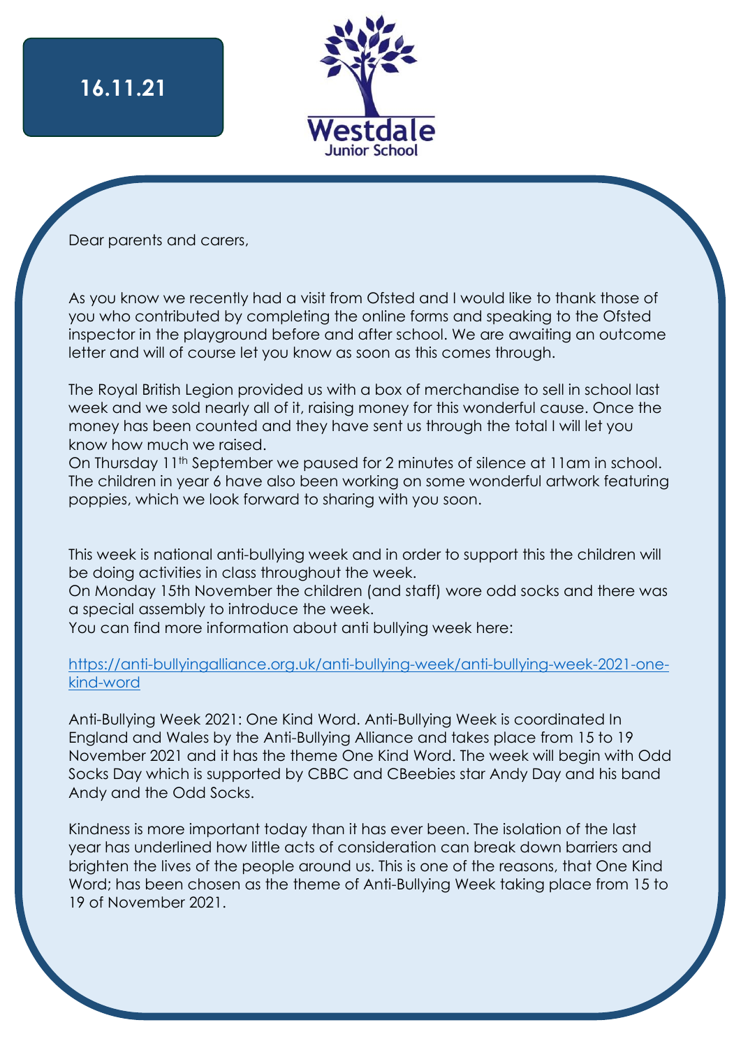**16.11.21**

Westdale
Junior School

Dear parents and carers,

As you know we recently had a visit from Ofsted and I would like to thank those of you who contributed by completing the online forms and speaking to the Ofsted inspector in the playground before and after school. We are awaiting an outcome letter and will of course let you know as soon as this comes through.

The Royal British Legion provided us with a box of merchandise to sell in school last week and we sold nearly all of it, raising money for this wonderful cause. Once the money has been counted and they have sent us through the total I will let you know how much we raised.
On Thursday 11th September we paused for 2 minutes of silence at 11am in school. The children in year 6 have also been working on some wonderful artwork featuring poppies, which we look forward to sharing with you soon.

This week is national anti-bullying week and in order to support this the children will be doing activities in class throughout the week.
On Monday 15th November the children (and staff) wore odd socks and there was a special assembly to introduce the week.
You can find more information about anti bullying week here:

https://anti-bullyingalliance.org.uk/anti-bullying-week/anti-bullying-week-2021-one-kind-word

Anti-Bullying Week 2021: One Kind Word. Anti-Bullying Week is coordinated In England and Wales by the Anti-Bullying Alliance and takes place from 15 to 19 November 2021 and it has the theme One Kind Word. The week will begin with Odd Socks Day which is supported by CBBC and CBeebies star Andy Day and his band Andy and the Odd Socks.

Kindness is more important today than it has ever been. The isolation of the last year has underlined how little acts of consideration can break down barriers and brighten the lives of the people around us. This is one of the reasons, that One Kind Word; has been chosen as the theme of Anti-Bullying Week taking place from 15 to 19 of November 2021.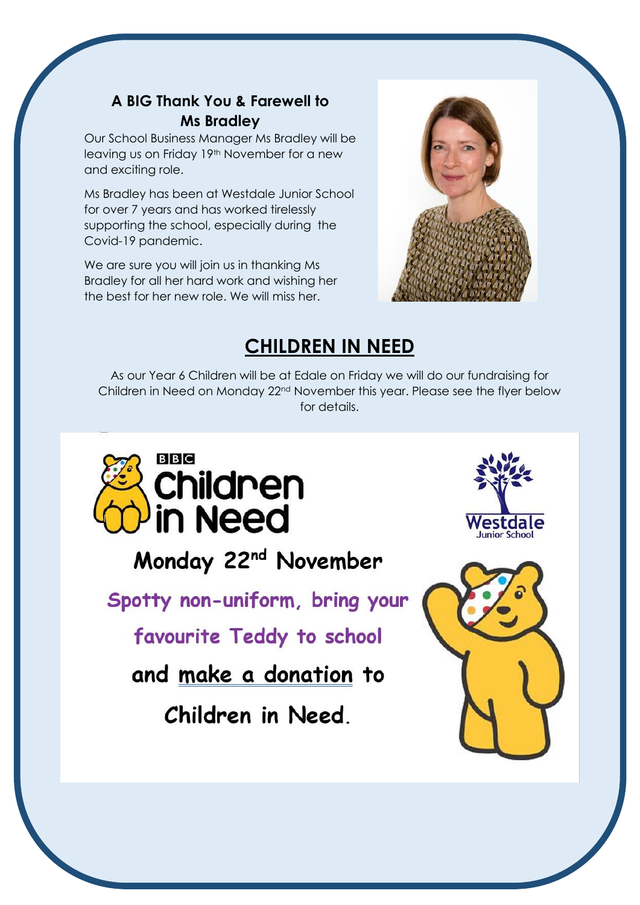## A BIG Thank You & Farewell to Ms Bradley

Our School Business Manager Ms Bradley will be leaving us on Friday 19th November for a new and exciting role.

Ms Bradley has been at Westdale Junior School for over 7 years and has worked tirelessly supporting the school, especially during the Covid-19 pandemic.

We are sure you will join us in thanking Ms Bradley for all her hard work and wishing her the best for her new role. We will miss her.

## CHILDREN IN NEED

As our Year 6 Children will be at Edale on Friday we will do our fundraising for Children in Need on Monday 22nd November this year. Please see the flyer below for details.

BBC Children in Need

Westdale Junior School

**Monday 22nd November**

Spotty non-uniform, bring your favourite Teddy to school

**and make a donation to Children in Need.**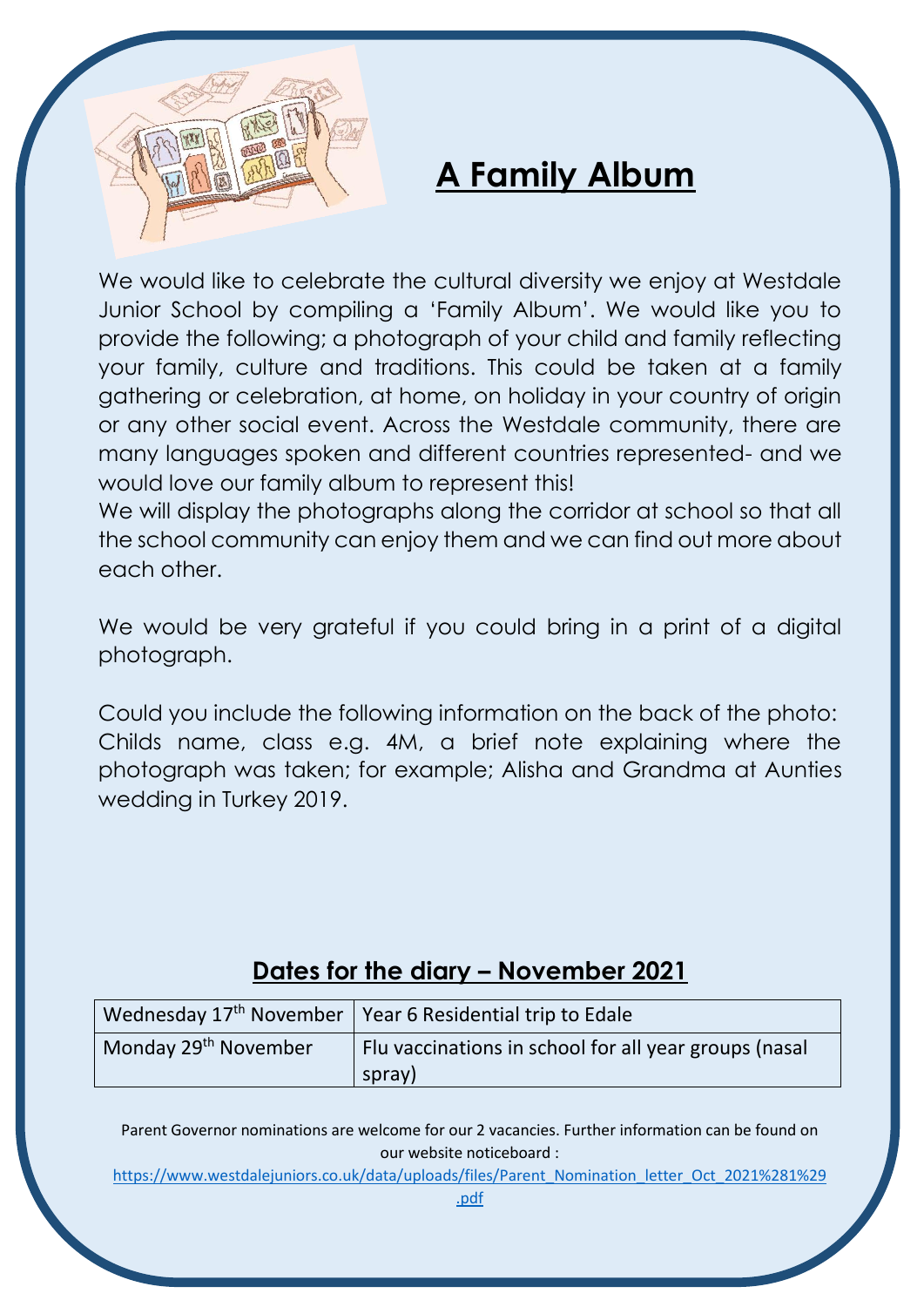# A Family Album

We would like to celebrate the cultural diversity we enjoy at Westdale Junior School by compiling a 'Family Album'. We would like you to provide the following; a photograph of your child and family reflecting your family, culture and traditions. This could be taken at a family gathering or celebration, at home, on holiday in your country of origin or any other social event. Across the Westdale community, there are many languages spoken and different countries represented- and we would love our family album to represent this!
We will display the photographs along the corridor at school so that all the school community can enjoy them and we can find out more about each other.

We would be very grateful if you could bring in a print of a digital photograph.

Could you include the following information on the back of the photo: Childs name, class e.g. 4M, a brief note explaining where the photograph was taken; for example; Alisha and Grandma at Aunties wedding in Turkey 2019.

## Dates for the diary – November 2021

| | |
|---|---|
| Wednesday 17th November | Year 6 Residential trip to Edale |
| Monday 29th November | Flu vaccinations in school for all year groups (nasal spray) |

Parent Governor nominations are welcome for our 2 vacancies. Further information can be found on our website noticeboard :
https://www.westdalejuniors.co.uk/data/uploads/files/Parent_Nomination_letter_Oct_2021%281%29.pdf